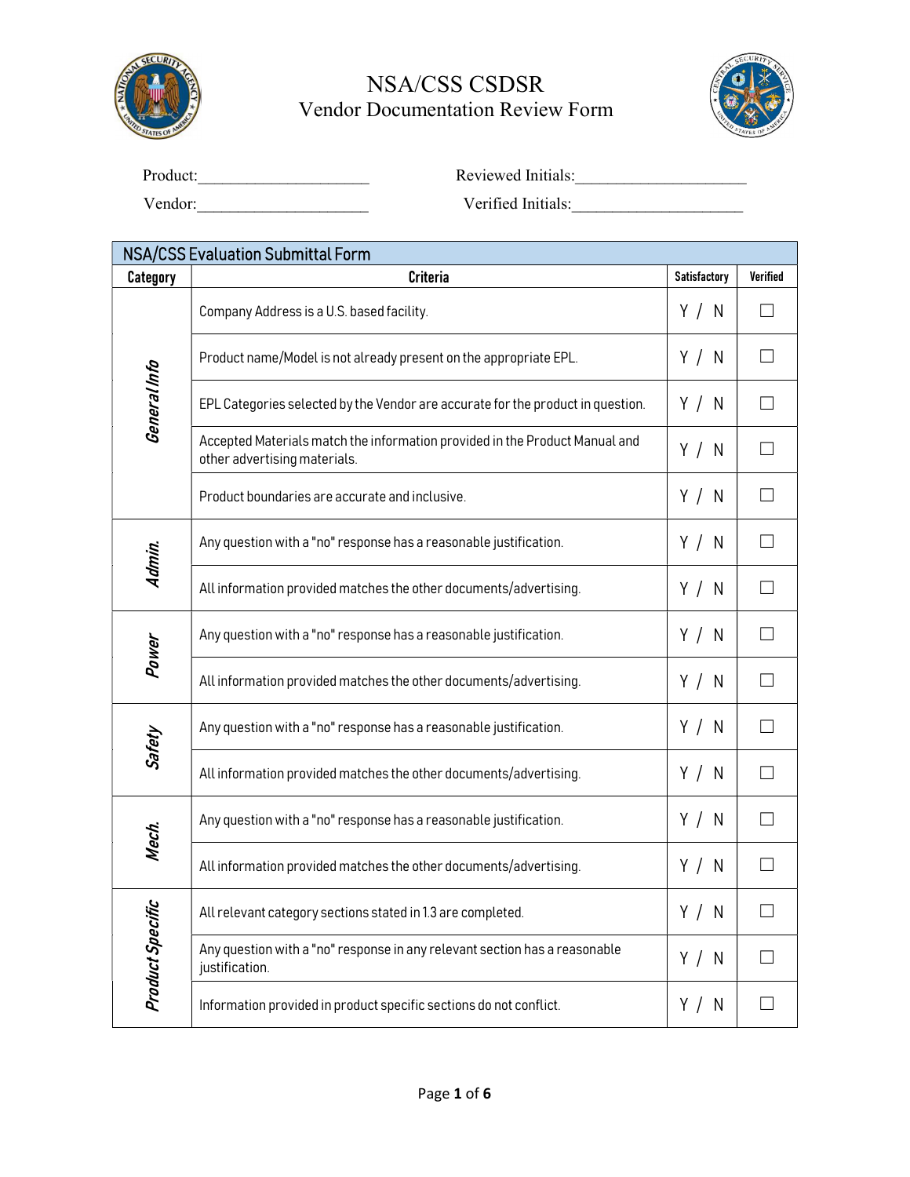# NSA/CSS CSDSR
## Vendor Documentation Review Form

Product:____________________ Reviewed Initials:____________________

Vendor:____________________ Verified Initials:____________________

| NSA/CSS Evaluation Submittal Form | | | |
|---|---|---|---|
| **Category** | **Criteria** | **Satisfactory** | **Verified** |
| ***General Info*** | Company Address is a U.S. based facility. | Y / N | ☐ |
| | Product name/Model is not already present on the appropriate EPL. | Y / N | ☐ |
| | EPL Categories selected by the Vendor are accurate for the product in question. | Y / N | ☐ |
| | Accepted Materials match the information provided in the Product Manual and other advertising materials. | Y / N | ☐ |
| | Product boundaries are accurate and inclusive. | Y / N | ☐ |
| ***Admin.*** | Any question with a "no" response has a reasonable justification. | Y / N | ☐ |
| | All information provided matches the other documents/advertising. | Y / N | ☐ |
| ***Power*** | Any question with a "no" response has a reasonable justification. | Y / N | ☐ |
| | All information provided matches the other documents/advertising. | Y / N | ☐ |
| ***Safety*** | Any question with a "no" response has a reasonable justification. | Y / N | ☐ |
| | All information provided matches the other documents/advertising. | Y / N | ☐ |
| ***Mech.*** | Any question with a "no" response has a reasonable justification. | Y / N | ☐ |
| | All information provided matches the other documents/advertising. | Y / N | ☐ |
| ***Product Specific*** | All relevant category sections stated in 1.3 are completed. | Y / N | ☐ |
| | Any question with a "no" response in any relevant section has a reasonable justification. | Y / N | ☐ |
| | Information provided in product specific sections do not conflict. | Y / N | ☐ |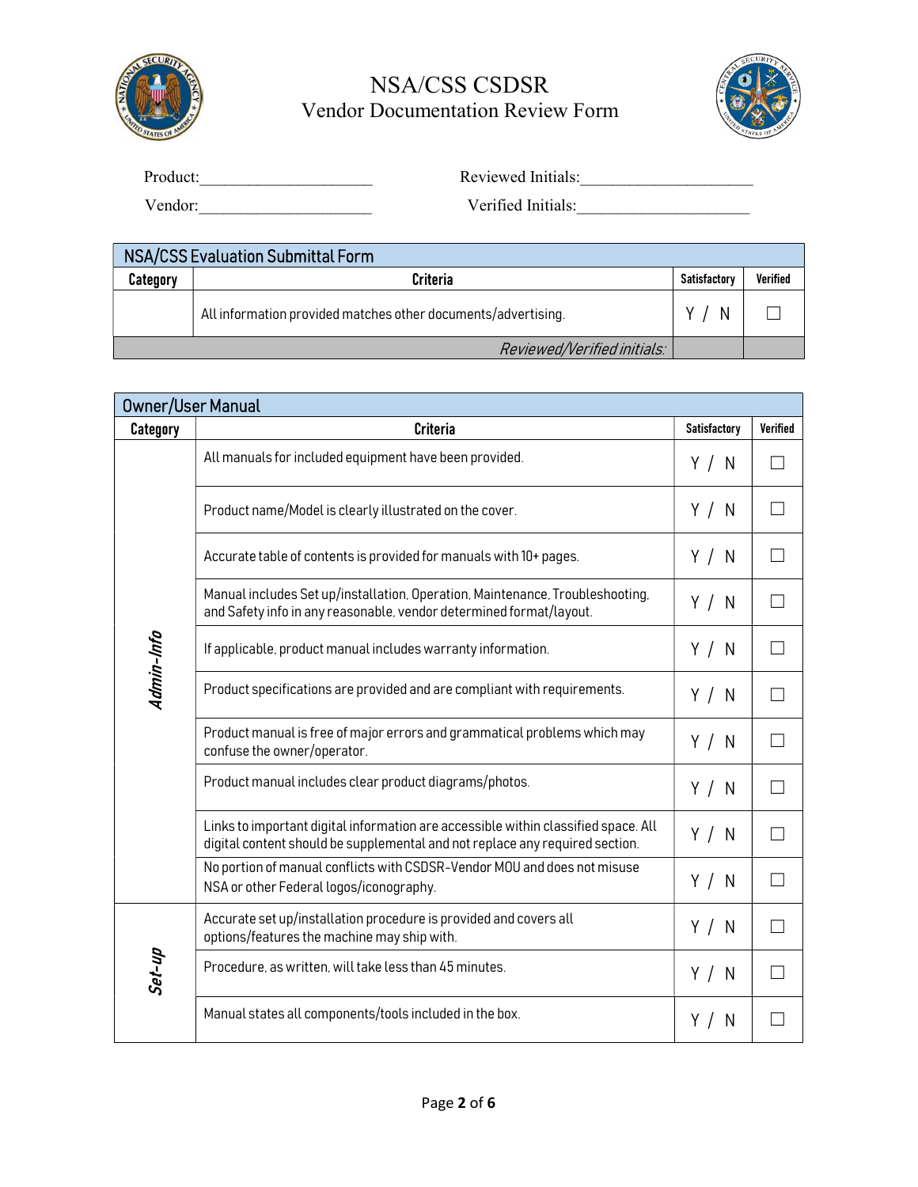# NSA/CSS CSDSR

## Vendor Documentation Review Form

Product:____________________ Reviewed Initials:____________________

Vendor:____________________ Verified Initials:____________________

| NSA/CSS Evaluation Submittal Form | | | |
|---|---|---|---|
| **Category** | **Criteria** | **Satisfactory** | **Verified** |
| | All information provided matches other documents/advertising. | Y / N | ☐ |
| | *Reviewed/Verified initials:* | | |

| Owner/User Manual | | | |
|---|---|---|---|
| **Category** | **Criteria** | **Satisfactory** | **Verified** |
| *Admin-Info* | All manuals for included equipment have been provided. | Y / N | ☐ |
| | Product name/Model is clearly illustrated on the cover. | Y / N | ☐ |
| | Accurate table of contents is provided for manuals with 10+ pages. | Y / N | ☐ |
| | Manual includes Set up/installation, Operation, Maintenance, Troubleshooting, and Safety info in any reasonable, vendor determined format/layout. | Y / N | ☐ |
| | If applicable, product manual includes warranty information. | Y / N | ☐ |
| | Product specifications are provided and are compliant with requirements. | Y / N | ☐ |
| | Product manual is free of major errors and grammatical problems which may confuse the owner/operator. | Y / N | ☐ |
| | Product manual includes clear product diagrams/photos. | Y / N | ☐ |
| | Links to important digital information are accessible within classified space. All digital content should be supplemental and not replace any required section. | Y / N | ☐ |
| | No portion of manual conflicts with CSDSR-Vendor MOU and does not misuse NSA or other Federal logos/iconography. | Y / N | ☐ |
| *Set-up* | Accurate set up/installation procedure is provided and covers all options/features the machine may ship with. | Y / N | ☐ |
| | Procedure, as written, will take less than 45 minutes. | Y / N | ☐ |
| | Manual states all components/tools included in the box. | Y / N | ☐ |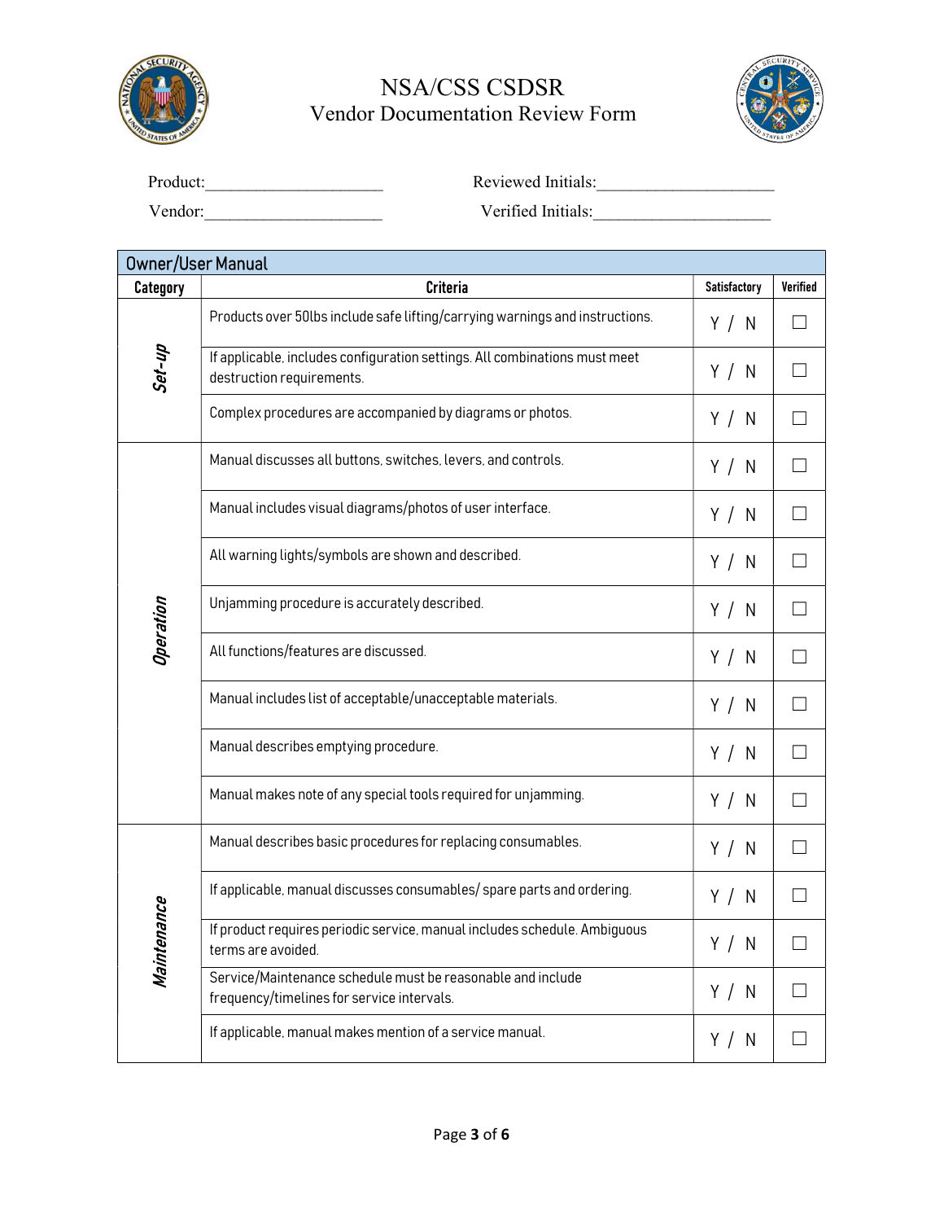# NSA/CSS CSDSR
## Vendor Documentation Review Form

Product:____________________ Reviewed Initials:____________________

Vendor:____________________ Verified Initials:____________________

| Owner/User Manual | | | |
|---|---|---|---|
| **Category** | **Criteria** | **Satisfactory** | **Verified** |
| ***Set-up*** | Products over 50lbs include safe lifting/carrying warnings and instructions. | Y / N | ☐ |
| | If applicable, includes configuration settings. All combinations must meet destruction requirements. | Y / N | ☐ |
| | Complex procedures are accompanied by diagrams or photos. | Y / N | ☐ |
| ***Operation*** | Manual discusses all buttons, switches, levers, and controls. | Y / N | ☐ |
| | Manual includes visual diagrams/photos of user interface. | Y / N | ☐ |
| | All warning lights/symbols are shown and described. | Y / N | ☐ |
| | Unjamming procedure is accurately described. | Y / N | ☐ |
| | All functions/features are discussed. | Y / N | ☐ |
| | Manual includes list of acceptable/unacceptable materials. | Y / N | ☐ |
| | Manual describes emptying procedure. | Y / N | ☐ |
| | Manual makes note of any special tools required for unjamming. | Y / N | ☐ |
| ***Maintenance*** | Manual describes basic procedures for replacing consumables. | Y / N | ☐ |
| | If applicable, manual discusses consumables/ spare parts and ordering. | Y / N | ☐ |
| | If product requires periodic service, manual includes schedule. Ambiguous terms are avoided. | Y / N | ☐ |
| | Service/Maintenance schedule must be reasonable and include frequency/timelines for service intervals. | Y / N | ☐ |
| | If applicable, manual makes mention of a service manual. | Y / N | ☐ |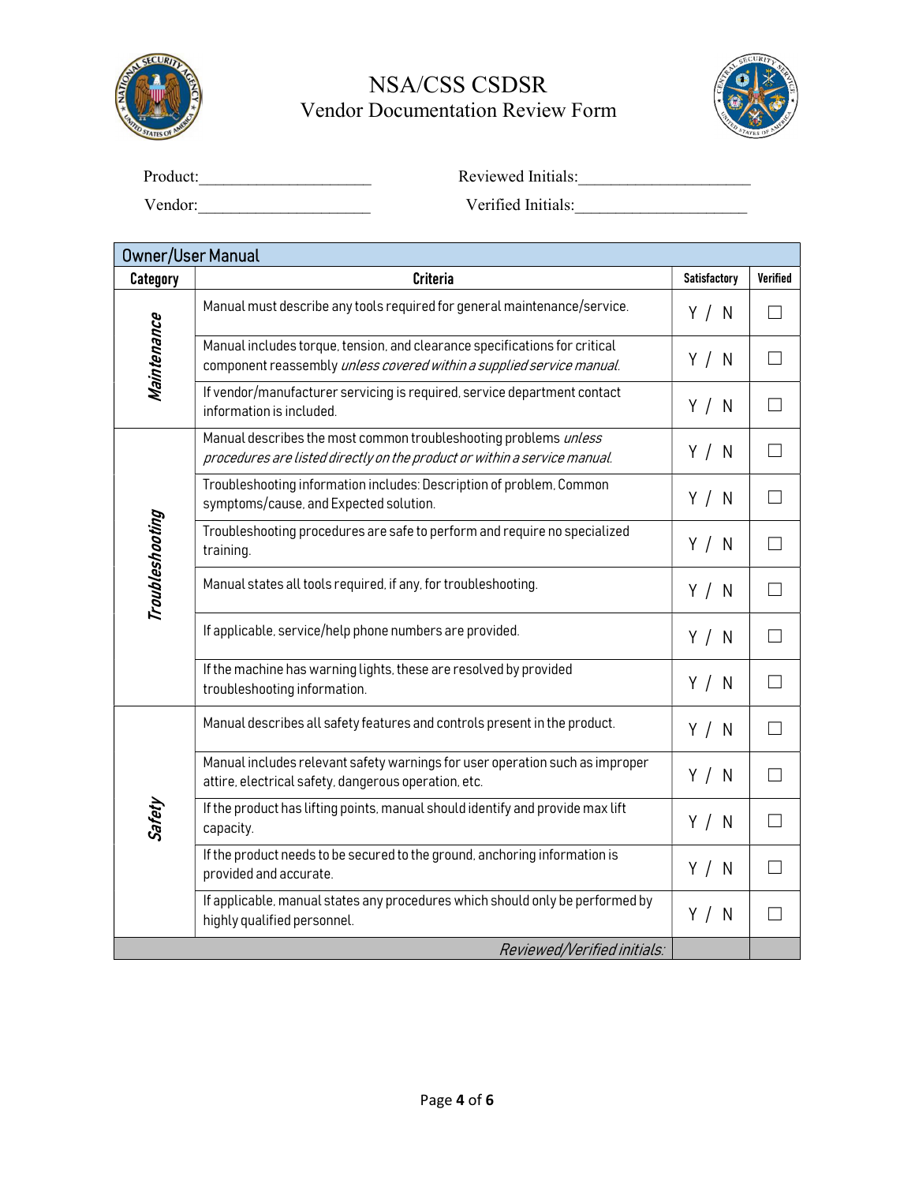# NSA/CSS CSDSR

## Vendor Documentation Review Form

Product:____________________ Reviewed Initials:____________________

Vendor:____________________ Verified Initials:____________________

| Owner/User Manual | | | |
|---|---|---|---|
| **Category** | **Criteria** | **Satisfactory** | **Verified** |
| *Maintenance* | Manual must describe any tools required for general maintenance/service. | Y / N | ☐ |
| | Manual includes torque, tension, and clearance specifications for critical component reassembly *unless covered within a supplied service manual.* | Y / N | ☐ |
| | If vendor/manufacturer servicing is required, service department contact information is included. | Y / N | ☐ |
| *Troubleshooting* | Manual describes the most common troubleshooting problems *unless procedures are listed directly on the product or within a service manual.* | Y / N | ☐ |
| | Troubleshooting information includes: Description of problem, Common symptoms/cause, and Expected solution. | Y / N | ☐ |
| | Troubleshooting procedures are safe to perform and require no specialized training. | Y / N | ☐ |
| | Manual states all tools required, if any, for troubleshooting. | Y / N | ☐ |
| | If applicable, service/help phone numbers are provided. | Y / N | ☐ |
| | If the machine has warning lights, these are resolved by provided troubleshooting information. | Y / N | ☐ |
| *Safety* | Manual describes all safety features and controls present in the product. | Y / N | ☐ |
| | Manual includes relevant safety warnings for user operation such as improper attire, electrical safety, dangerous operation, etc. | Y / N | ☐ |
| | If the product has lifting points, manual should identify and provide max lift capacity. | Y / N | ☐ |
| | If the product needs to be secured to the ground, anchoring information is provided and accurate. | Y / N | ☐ |
| | If applicable, manual states any procedures which should only be performed by highly qualified personnel. | Y / N | ☐ |
| | *Reviewed/Verified initials:* | | |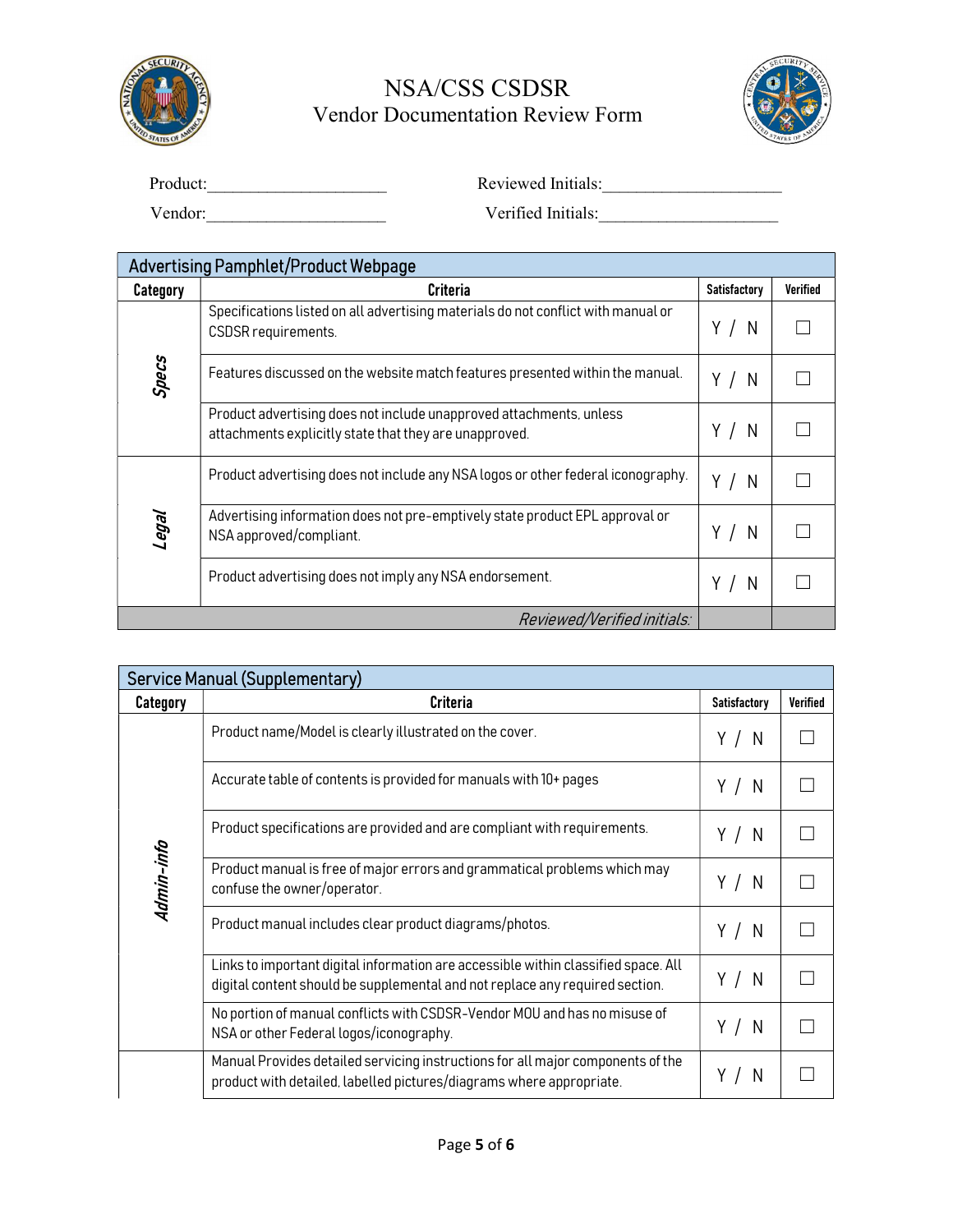# NSA/CSS CSDSR
## Vendor Documentation Review Form

Product:____________________ Reviewed Initials:____________________

Vendor:____________________ Verified Initials:____________________

| Advertising Pamphlet/Product Webpage | | | |
|---|---|---|---|
| **Category** | **Criteria** | **Satisfactory** | **Verified** |
| ***Specs*** | Specifications listed on all advertising materials do not conflict with manual or CSDSR requirements. | Y / N | ☐ |
| | Features discussed on the website match features presented within the manual. | Y / N | ☐ |
| | Product advertising does not include unapproved attachments, unless attachments explicitly state that they are unapproved. | Y / N | ☐ |
| ***Legal*** | Product advertising does not include any NSA logos or other federal iconography. | Y / N | ☐ |
| | Advertising information does not pre-emptively state product EPL approval or NSA approved/compliant. | Y / N | ☐ |
| | Product advertising does not imply any NSA endorsement. | Y / N | ☐ |
| | *Reviewed/Verified initials:* | | |

| Service Manual (Supplementary) | | | |
|---|---|---|---|
| **Category** | **Criteria** | **Satisfactory** | **Verified** |
| ***Admin-info*** | Product name/Model is clearly illustrated on the cover. | Y / N | ☐ |
| | Accurate table of contents is provided for manuals with 10+ pages | Y / N | ☐ |
| | Product specifications are provided and are compliant with requirements. | Y / N | ☐ |
| | Product manual is free of major errors and grammatical problems which may confuse the owner/operator. | Y / N | ☐ |
| | Product manual includes clear product diagrams/photos. | Y / N | ☐ |
| | Links to important digital information are accessible within classified space. All digital content should be supplemental and not replace any required section. | Y / N | ☐ |
| | No portion of manual conflicts with CSDSR-Vendor MOU and has no misuse of NSA or other Federal logos/iconography. | Y / N | ☐ |
| | Manual Provides detailed servicing instructions for all major components of the product with detailed, labelled pictures/diagrams where appropriate. | Y / N | ☐ |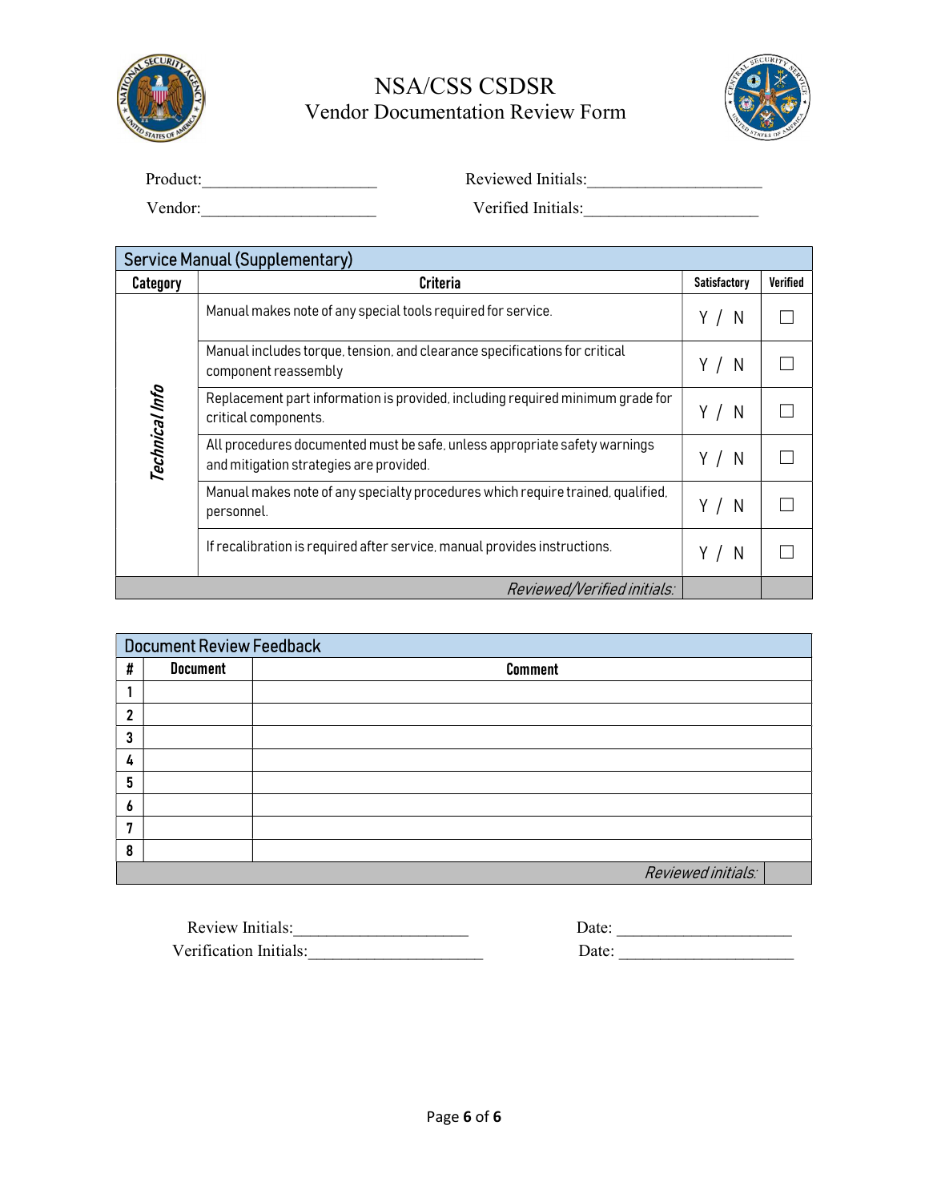# NSA/CSS CSDSR
## Vendor Documentation Review Form

Product:____________________ Reviewed Initials:____________________

Vendor:____________________ Verified Initials:____________________

| Service Manual (Supplementary) | | | |
|---|---|---|---|
| **Category** | **Criteria** | **Satisfactory** | **Verified** |
| *Technical Info* | Manual makes note of any special tools required for service. | Y / N | ☐ |
| | Manual includes torque, tension, and clearance specifications for critical component reassembly | Y / N | ☐ |
| | Replacement part information is provided, including required minimum grade for critical components. | Y / N | ☐ |
| | All procedures documented must be safe, unless appropriate safety warnings and mitigation strategies are provided. | Y / N | ☐ |
| | Manual makes note of any specialty procedures which require trained, qualified, personnel. | Y / N | ☐ |
| | If recalibration is required after service, manual provides instructions. | Y / N | ☐ |
| | *Reviewed/Verified initials:* | | |

| Document Review Feedback | | |
|---|---|---|
| **#** | **Document** | **Comment** |
| **1** | | |
| **2** | | |
| **3** | | |
| **4** | | |
| **5** | | |
| **6** | | |
| **7** | | |
| **8** | | |
| | | *Reviewed initials:* |

Review Initials:____________________ Date: ____________________

Verification Initials:____________________ Date: ____________________